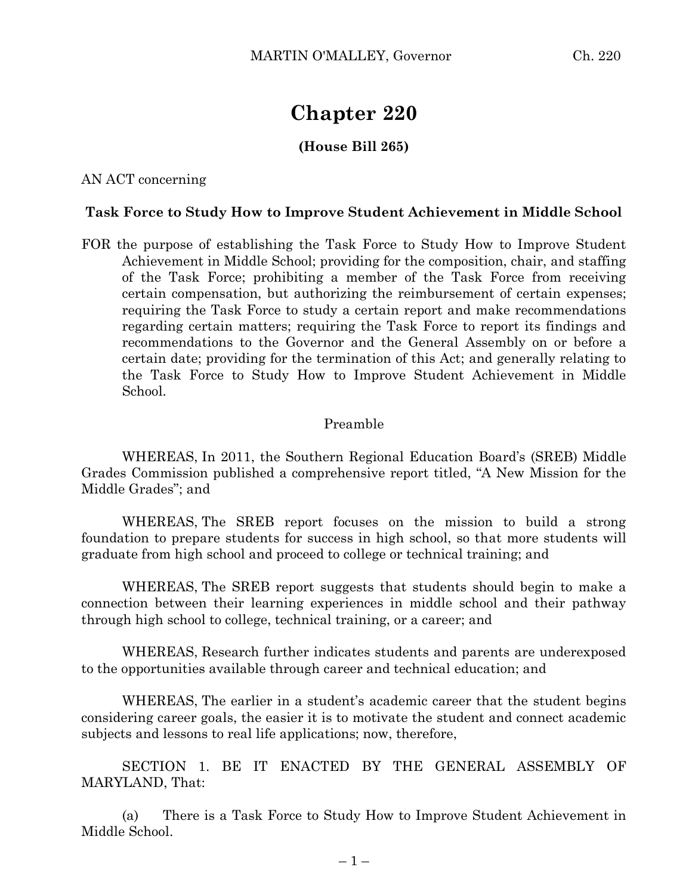# Chapter 220

**(House Bill 265)**

AN ACT concerning

**Task Force to Study How to Improve Student Achievement in Middle School**

FOR the purpose of establishing the Task Force to Study How to Improve Student Achievement in Middle School; providing for the composition, chair, and staffing of the Task Force; prohibiting a member of the Task Force from receiving certain compensation, but authorizing the reimbursement of certain expenses; requiring the Task Force to study a certain report and make recommendations regarding certain matters; requiring the Task Force to report its findings and recommendations to the Governor and the General Assembly on or before a certain date; providing for the termination of this Act; and generally relating to the Task Force to Study How to Improve Student Achievement in Middle School.

Preamble

WHEREAS, In 2011, the Southern Regional Education Board's (SREB) Middle Grades Commission published a comprehensive report titled, "A New Mission for the Middle Grades"; and

WHEREAS, The SREB report focuses on the mission to build a strong foundation to prepare students for success in high school, so that more students will graduate from high school and proceed to college or technical training; and

WHEREAS, The SREB report suggests that students should begin to make a connection between their learning experiences in middle school and their pathway through high school to college, technical training, or a career; and

WHEREAS, Research further indicates students and parents are underexposed to the opportunities available through career and technical education; and

WHEREAS, The earlier in a student's academic career that the student begins considering career goals, the easier it is to motivate the student and connect academic subjects and lessons to real life applications; now, therefore,

SECTION 1. BE IT ENACTED BY THE GENERAL ASSEMBLY OF MARYLAND, That:

(a) There is a Task Force to Study How to Improve Student Achievement in Middle School.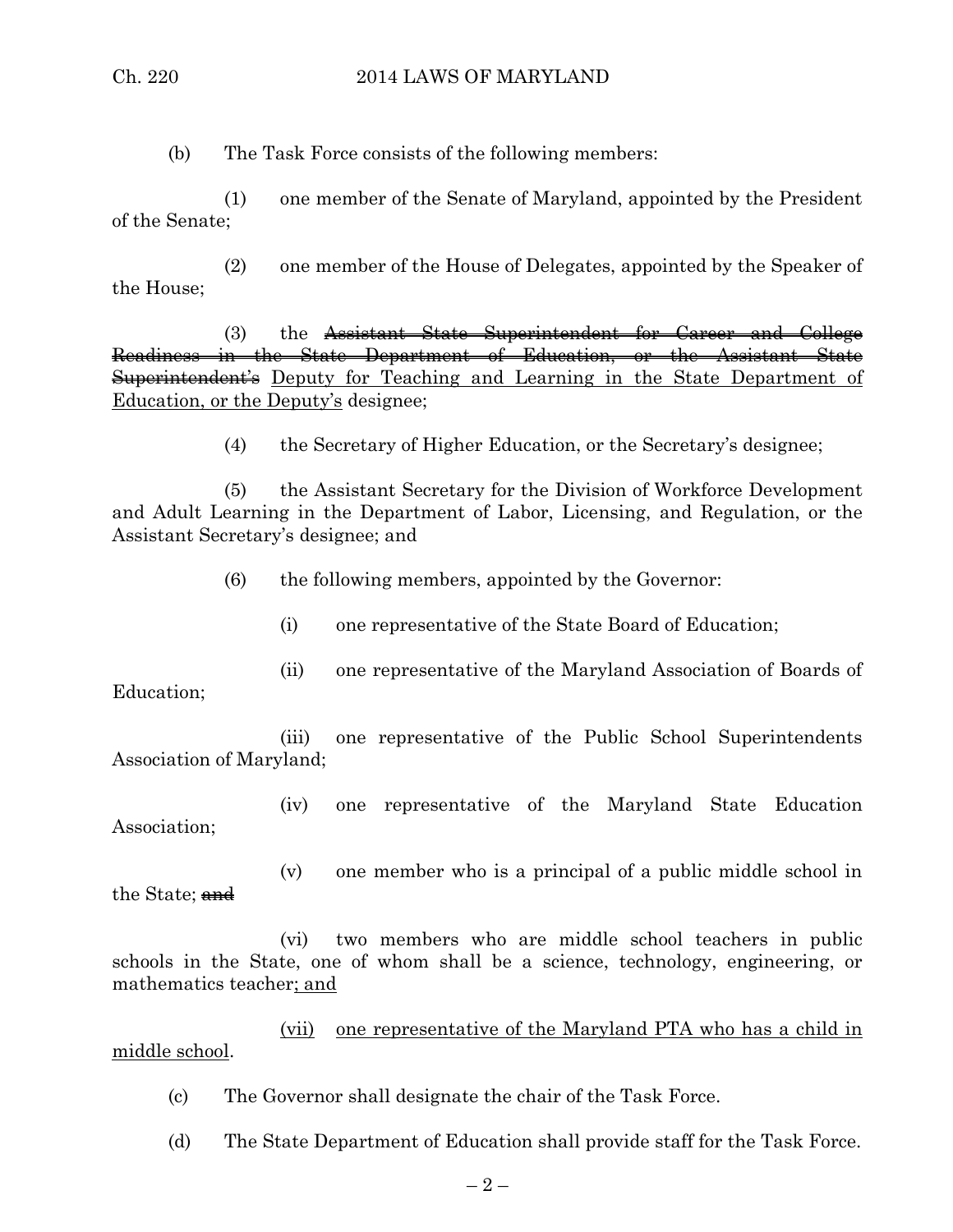(b) The Task Force consists of the following members:

(1) one member of the Senate of Maryland, appointed by the President of the Senate;

(2) one member of the House of Delegates, appointed by the Speaker of the House;

(3) the ~~Assistant State Superintendent for Career and College Readiness in the State Department of Education, or the Assistant State Superintendent's~~ <u>Deputy for Teaching and Learning in the State Department of Education, or the Deputy's</u> designee;

(4) the Secretary of Higher Education, or the Secretary's designee;

(5) the Assistant Secretary for the Division of Workforce Development and Adult Learning in the Department of Labor, Licensing, and Regulation, or the Assistant Secretary's designee; and

(6) the following members, appointed by the Governor:

(i) one representative of the State Board of Education;

(ii) one representative of the Maryland Association of Boards of Education;

(iii) one representative of the Public School Superintendents Association of Maryland;

(iv) one representative of the Maryland State Education Association;

(v) one member who is a principal of a public middle school in the State; ~~and~~

(vi) two members who are middle school teachers in public schools in the State, one of whom shall be a science, technology, engineering, or mathematics teacher<u>; and</u>

<u>(vii) one representative of the Maryland PTA who has a child in middle school</u>.

(c) The Governor shall designate the chair of the Task Force.

(d) The State Department of Education shall provide staff for the Task Force.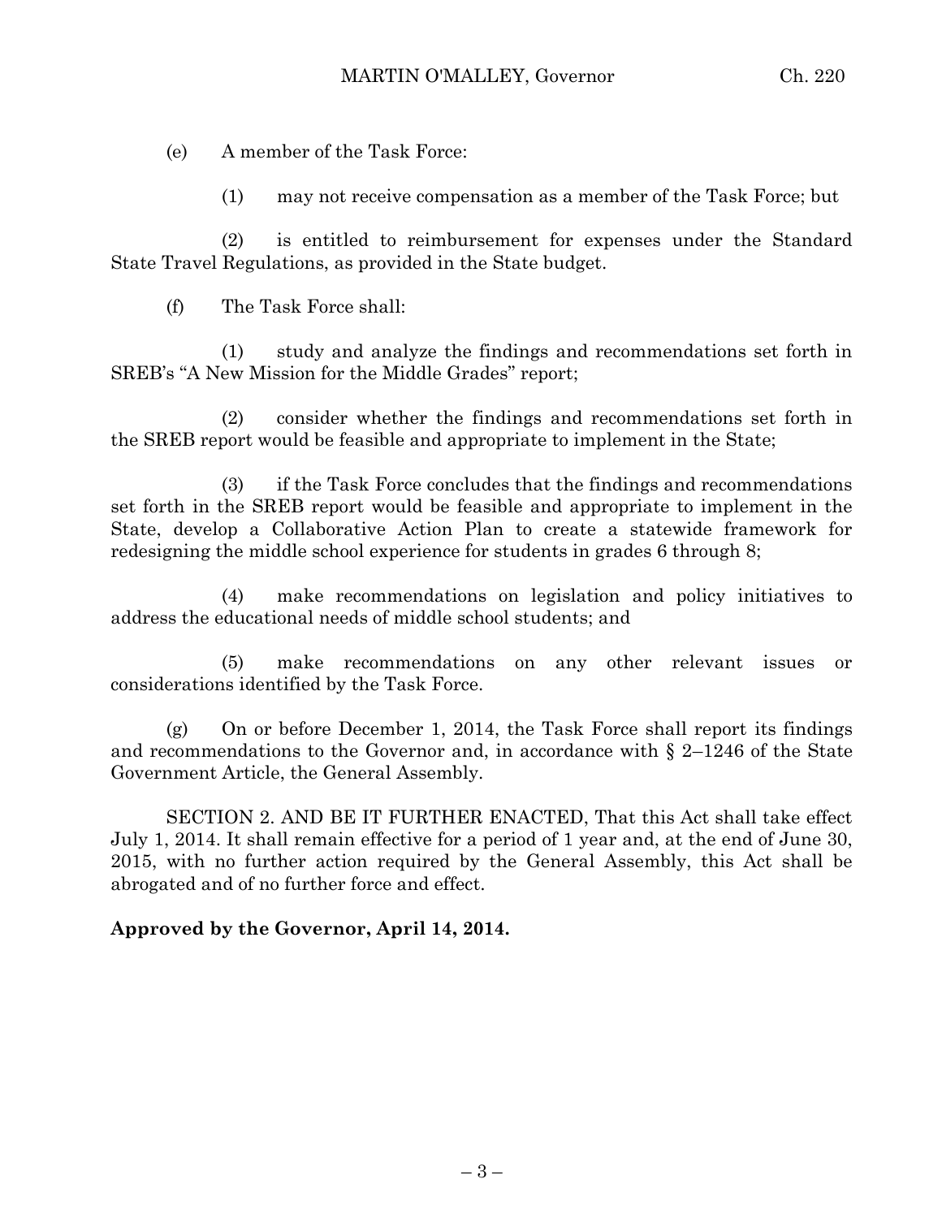(e) A member of the Task Force:

(1) may not receive compensation as a member of the Task Force; but

(2) is entitled to reimbursement for expenses under the Standard State Travel Regulations, as provided in the State budget.

(f) The Task Force shall:

(1) study and analyze the findings and recommendations set forth in SREB's "A New Mission for the Middle Grades" report;

(2) consider whether the findings and recommendations set forth in the SREB report would be feasible and appropriate to implement in the State;

(3) if the Task Force concludes that the findings and recommendations set forth in the SREB report would be feasible and appropriate to implement in the State, develop a Collaborative Action Plan to create a statewide framework for redesigning the middle school experience for students in grades 6 through 8;

(4) make recommendations on legislation and policy initiatives to address the educational needs of middle school students; and

(5) make recommendations on any other relevant issues or considerations identified by the Task Force.

(g) On or before December 1, 2014, the Task Force shall report its findings and recommendations to the Governor and, in accordance with § 2–1246 of the State Government Article, the General Assembly.

SECTION 2. AND BE IT FURTHER ENACTED, That this Act shall take effect July 1, 2014. It shall remain effective for a period of 1 year and, at the end of June 30, 2015, with no further action required by the General Assembly, this Act shall be abrogated and of no further force and effect.

**Approved by the Governor, April 14, 2014.**